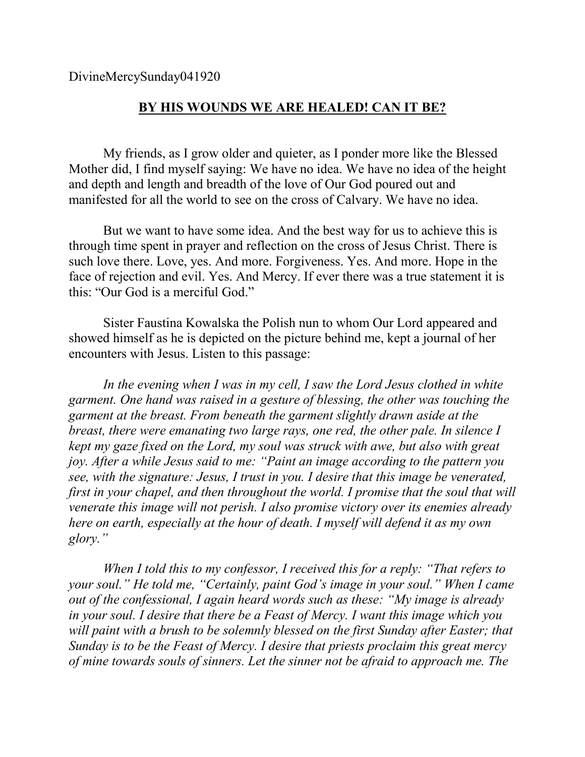DivineMercySunday041920

## BY HIS WOUNDS WE ARE HEALED! CAN IT BE?

My friends, as I grow older and quieter, as I ponder more like the Blessed Mother did, I find myself saying: We have no idea. We have no idea of the height and depth and length and breadth of the love of Our God poured out and manifested for all the world to see on the cross of Calvary. We have no idea.

But we want to have some idea. And the best way for us to achieve this is through time spent in prayer and reflection on the cross of Jesus Christ. There is such love there. Love, yes. And more. Forgiveness. Yes. And more. Hope in the face of rejection and evil. Yes. And Mercy. If ever there was a true statement it is this: "Our God is a merciful God."

Sister Faustina Kowalska the Polish nun to whom Our Lord appeared and showed himself as he is depicted on the picture behind me, kept a journal of her encounters with Jesus. Listen to this passage:

*In the evening when I was in my cell, I saw the Lord Jesus clothed in white garment. One hand was raised in a gesture of blessing, the other was touching the garment at the breast. From beneath the garment slightly drawn aside at the breast, there were emanating two large rays, one red, the other pale. In silence I kept my gaze fixed on the Lord, my soul was struck with awe, but also with great joy. After a while Jesus said to me: "Paint an image according to the pattern you see, with the signature: Jesus, I trust in you. I desire that this image be venerated, first in your chapel, and then throughout the world. I promise that the soul that will venerate this image will not perish. I also promise victory over its enemies already here on earth, especially at the hour of death. I myself will defend it as my own glory."*

*When I told this to my confessor, I received this for a reply: "That refers to your soul." He told me, "Certainly, paint God's image in your soul." When I came out of the confessional, I again heard words such as these: "My image is already in your soul. I desire that there be a Feast of Mercy. I want this image which you will paint with a brush to be solemnly blessed on the first Sunday after Easter; that Sunday is to be the Feast of Mercy. I desire that priests proclaim this great mercy of mine towards souls of sinners. Let the sinner not be afraid to approach me. The*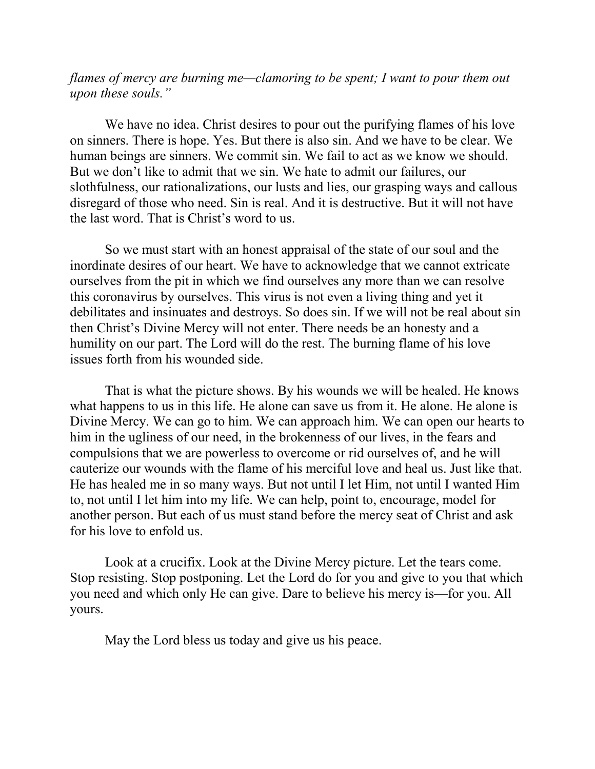*flames of mercy are burning me—clamoring to be spent; I want to pour them out upon these souls."*

We have no idea. Christ desires to pour out the purifying flames of his love on sinners. There is hope. Yes. But there is also sin. And we have to be clear. We human beings are sinners. We commit sin. We fail to act as we know we should. But we don't like to admit that we sin. We hate to admit our failures, our slothfulness, our rationalizations, our lusts and lies, our grasping ways and callous disregard of those who need. Sin is real. And it is destructive. But it will not have the last word. That is Christ's word to us.

So we must start with an honest appraisal of the state of our soul and the inordinate desires of our heart. We have to acknowledge that we cannot extricate ourselves from the pit in which we find ourselves any more than we can resolve this coronavirus by ourselves. This virus is not even a living thing and yet it debilitates and insinuates and destroys. So does sin. If we will not be real about sin then Christ's Divine Mercy will not enter. There needs be an honesty and a humility on our part. The Lord will do the rest. The burning flame of his love issues forth from his wounded side.

That is what the picture shows. By his wounds we will be healed. He knows what happens to us in this life. He alone can save us from it. He alone. He alone is Divine Mercy. We can go to him. We can approach him. We can open our hearts to him in the ugliness of our need, in the brokenness of our lives, in the fears and compulsions that we are powerless to overcome or rid ourselves of, and he will cauterize our wounds with the flame of his merciful love and heal us. Just like that. He has healed me in so many ways. But not until I let Him, not until I wanted Him to, not until I let him into my life. We can help, point to, encourage, model for another person. But each of us must stand before the mercy seat of Christ and ask for his love to enfold us.

Look at a crucifix. Look at the Divine Mercy picture. Let the tears come. Stop resisting. Stop postponing. Let the Lord do for you and give to you that which you need and which only He can give. Dare to believe his mercy is—for you. All yours.

May the Lord bless us today and give us his peace.